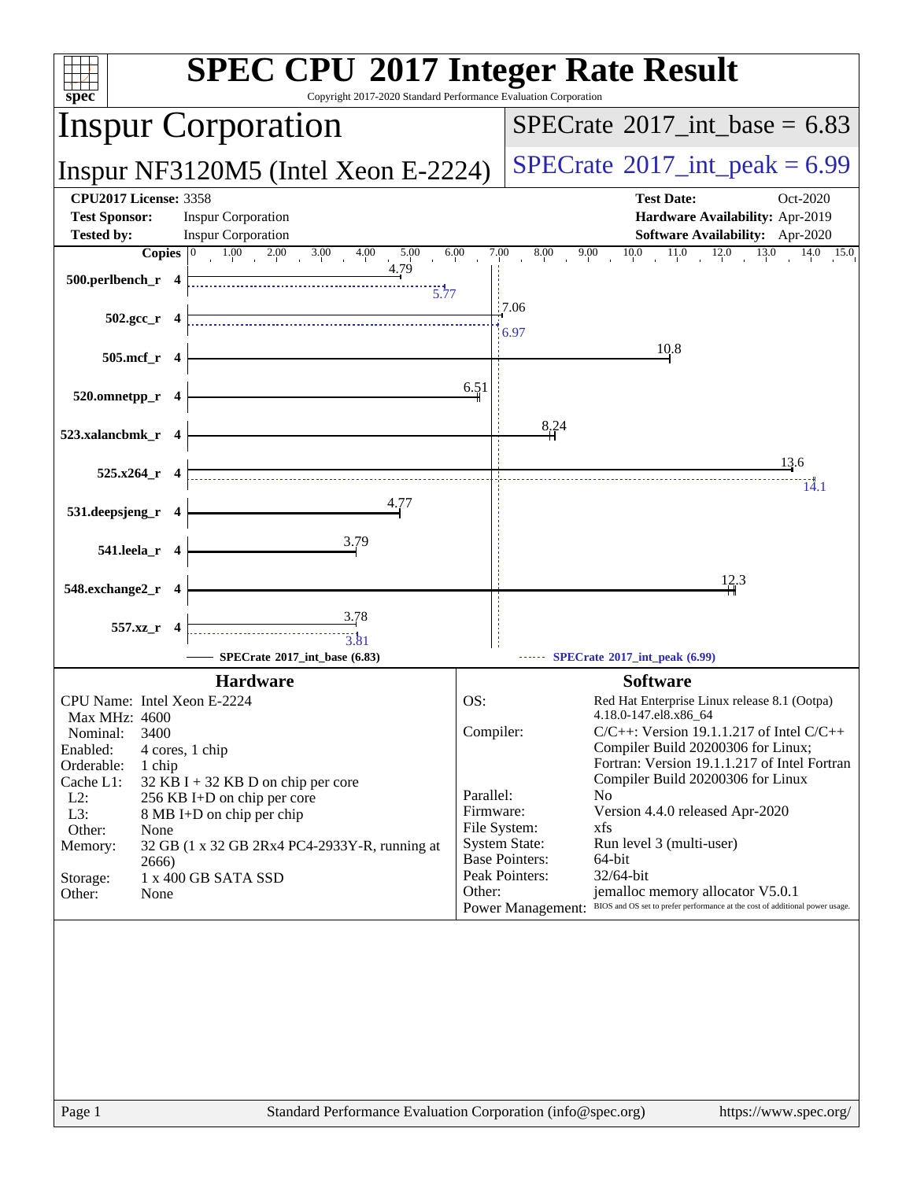# SPEC CPU 2017 Integer Rate Result

Copyright 2017-2020 Standard Performance Evaluation Corporation

## Inspur Corporation

## Inspur NF3120M5 (Intel Xeon E-2224)

**SPECrate 2017_int_base = 6.83**

**SPECrate 2017_int_peak = 6.99**

**CPU2017 License:** 3358
**Test Sponsor:** Inspur Corporation
**Tested by:** Inspur Corporation

**Test Date:** Oct-2020
**Hardware Availability:** Apr-2019
**Software Availability:** Apr-2020

| Benchmark | Copies | Base | Peak |
|---|---|---|---|
| 500.perlbench_r | 4 | 4.79 | 5.77 |
| 502.gcc_r | 4 | 7.06 | 6.97 |
| 505.mcf_r | 4 | 10.8 | |
| 520.omnetpp_r | 4 | 6.51 | |
| 523.xalancbmk_r | 4 | 8.24 | |
| 525.x264_r | 4 | 13.6 | 14.1 |
| 531.deepsjeng_r | 4 | 4.77 | |
| 541.leela_r | 4 | 3.79 | |
| 548.exchange2_r | 4 | 12.3 | |
| 557.xz_r | 4 | 3.78 | 3.81 |

SPECrate 2017_int_base (6.83) — SPECrate 2017_int_peak (6.99)

### Hardware

- CPU Name: Intel Xeon E-2224
- Max MHz: 4600
- Nominal: 3400
- Enabled: 4 cores, 1 chip
- Orderable: 1 chip
- Cache L1: 32 KB I + 32 KB D on chip per core
- L2: 256 KB I+D on chip per core
- L3: 8 MB I+D on chip per chip
- Other: None
- Memory: 32 GB (1 x 32 GB 2Rx4 PC4-2933Y-R, running at 2666)
- Storage: 1 x 400 GB SATA SSD
- Other: None

### Software

- OS: Red Hat Enterprise Linux release 8.1 (Ootpa) 4.18.0-147.el8.x86_64
- Compiler: C/C++: Version 19.1.1.217 of Intel C/C++ Compiler Build 20200306 for Linux; Fortran: Version 19.1.1.217 of Intel Fortran Compiler Build 20200306 for Linux
- Parallel: No
- Firmware: Version 4.4.0 released Apr-2020
- File System: xfs
- System State: Run level 3 (multi-user)
- Base Pointers: 64-bit
- Peak Pointers: 32/64-bit
- Other: jemalloc memory allocator V5.0.1
- Power Management: BIOS and OS set to prefer performance at the cost of additional power usage.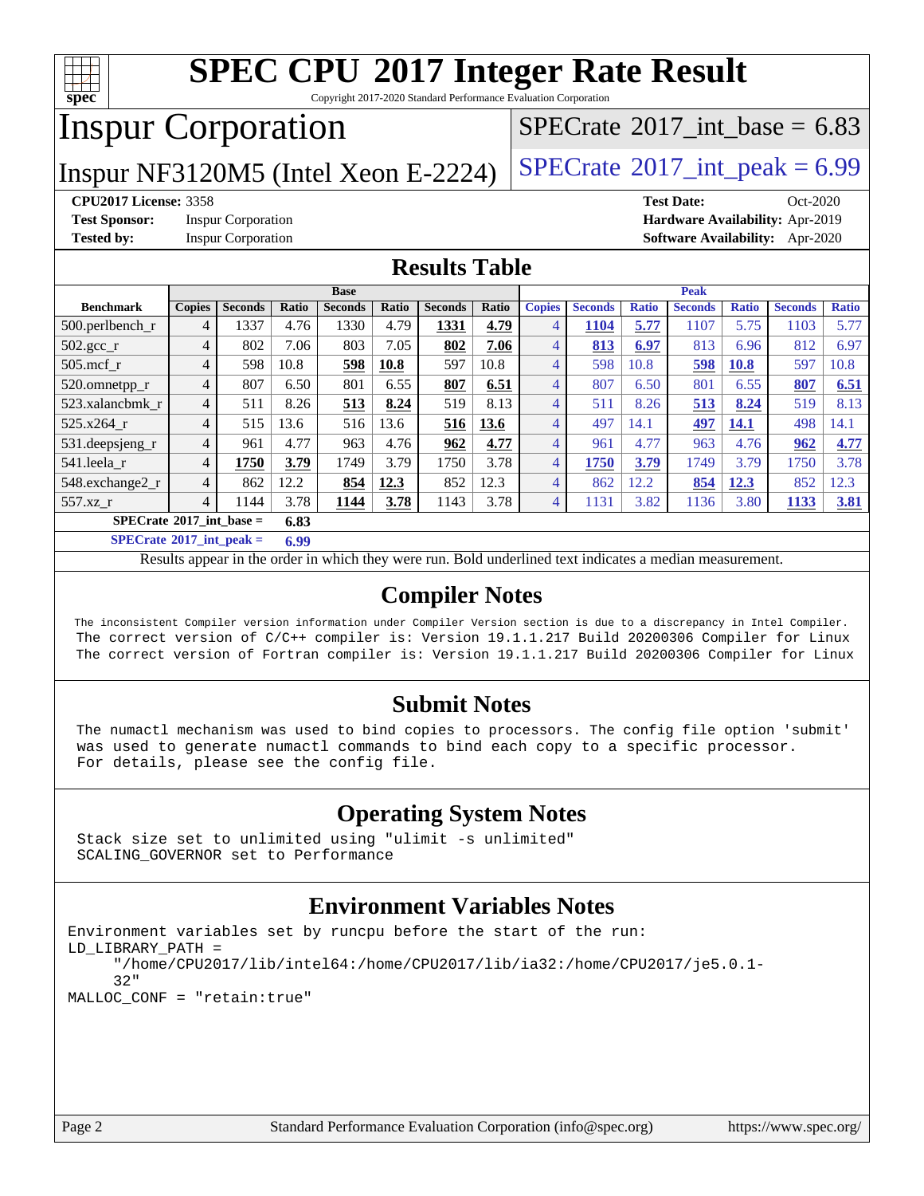# SPEC CPU 2017 Integer Rate Result

Copyright 2017-2020 Standard Performance Evaluation Corporation

## Inspur Corporation

## Inspur NF3120M5 (Intel Xeon E-2224)

SPECrate 2017_int_base = 6.83

SPECrate 2017_int_peak = 6.99

**CPU2017 License:** 3358
**Test Sponsor:** Inspur Corporation
**Tested by:** Inspur Corporation

**Test Date:** Oct-2020
**Hardware Availability:** Apr-2019
**Software Availability:** Apr-2020

## Results Table

| | Base | | | | | | | Peak | | | | | | |
|---|---|---|---|---|---|---|---|---|---|---|---|---|---|---|
| **Benchmark** | **Copies** | **Seconds** | **Ratio** | **Seconds** | **Ratio** | **Seconds** | **Ratio** | **Copies** | **Seconds** | **Ratio** | **Seconds** | **Ratio** | **Seconds** | **Ratio** |
| 500.perlbench_r | 4 | 1337 | 4.76 | 1330 | 4.79 | **1331** | **4.79** | 4 | **1104** | **5.77** | 1107 | 5.75 | 1103 | 5.77 |
| 502.gcc_r | 4 | 802 | 7.06 | 803 | 7.05 | **802** | **7.06** | 4 | **813** | **6.97** | 813 | 6.96 | 812 | 6.97 |
| 505.mcf_r | 4 | 598 | 10.8 | **598** | **10.8** | 597 | 10.8 | 4 | 598 | 10.8 | **598** | **10.8** | 597 | 10.8 |
| 520.omnetpp_r | 4 | 807 | 6.50 | 801 | 6.55 | **807** | **6.51** | 4 | 807 | 6.50 | 801 | 6.55 | **807** | **6.51** |
| 523.xalancbmk_r | 4 | 511 | 8.26 | **513** | **8.24** | 519 | 8.13 | 4 | 511 | 8.26 | **513** | **8.24** | 519 | 8.13 |
| 525.x264_r | 4 | 515 | 13.6 | 516 | 13.6 | **516** | **13.6** | 4 | 497 | 14.1 | **497** | **14.1** | 498 | 14.1 |
| 531.deepsjeng_r | 4 | 961 | 4.77 | 963 | 4.76 | **962** | **4.77** | 4 | 961 | 4.77 | 963 | 4.76 | **962** | **4.77** |
| 541.leela_r | 4 | **1750** | **3.79** | 1749 | 3.79 | 1750 | 3.78 | 4 | **1750** | **3.79** | 1749 | 3.79 | 1750 | 3.78 |
| 548.exchange2_r | 4 | 862 | 12.2 | **854** | **12.3** | 852 | 12.3 | 4 | 862 | 12.2 | **854** | **12.3** | 852 | 12.3 |
| 557.xz_r | 4 | 1144 | 3.78 | **1144** | **3.78** | 1143 | 3.78 | 4 | 1131 | 3.82 | 1136 | 3.80 | **1133** | **3.81** |

**SPECrate 2017_int_base = 6.83**

**SPECrate 2017_int_peak = 6.99**

Results appear in the order in which they were run. Bold underlined text indicates a median measurement.

## Compiler Notes

```
The inconsistent Compiler version information under Compiler Version section is due to a discrepancy in Intel Compiler.
The correct version of C/C++ compiler is: Version 19.1.1.217 Build 20200306 Compiler for Linux
The correct version of Fortran compiler is: Version 19.1.1.217 Build 20200306 Compiler for Linux
```

## Submit Notes

```
The numactl mechanism was used to bind copies to processors. The config file option 'submit'
was used to generate numactl commands to bind each copy to a specific processor.
For details, please see the config file.
```

## Operating System Notes

```
Stack size set to unlimited using "ulimit -s unlimited"
SCALING_GOVERNOR set to Performance
```

## Environment Variables Notes

```
Environment variables set by runcpu before the start of the run:
LD_LIBRARY_PATH =
     "/home/CPU2017/lib/intel64:/home/CPU2017/lib/ia32:/home/CPU2017/je5.0.1-
     32"
MALLOC_CONF = "retain:true"
```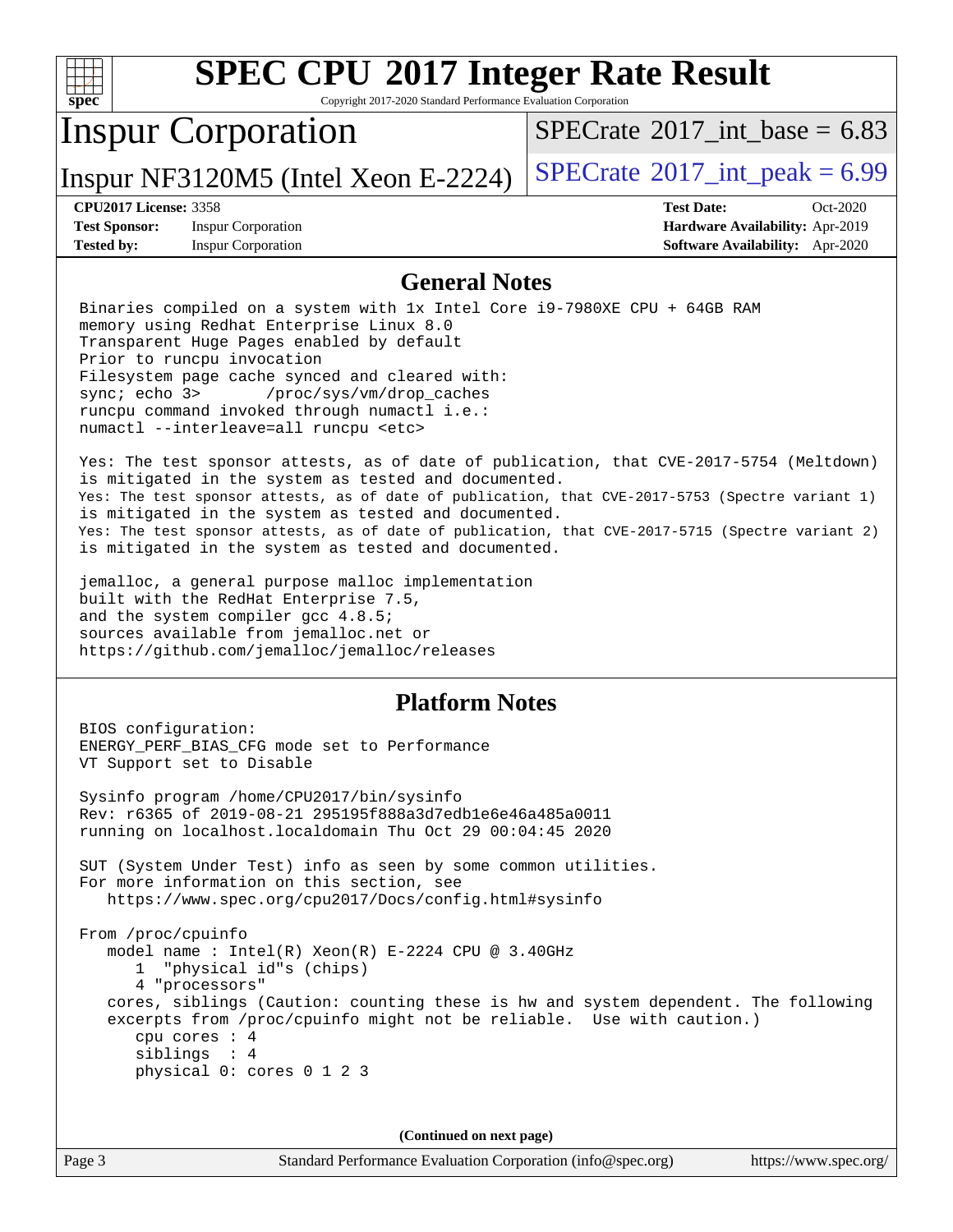# SPEC CPU 2017 Integer Rate Result

Copyright 2017-2020 Standard Performance Evaluation Corporation

## Inspur Corporation

Inspur NF3120M5 (Intel Xeon E-2224)

SPECrate 2017_int_base = 6.83

SPECrate 2017_int_peak = 6.99

**CPU2017 License:** 3358
**Test Sponsor:** Inspur Corporation
**Tested by:** Inspur Corporation

**Test Date:** Oct-2020
**Hardware Availability:** Apr-2019
**Software Availability:** Apr-2020

## General Notes

```
Binaries compiled on a system with 1x Intel Core i9-7980XE CPU + 64GB RAM
memory using Redhat Enterprise Linux 8.0
Transparent Huge Pages enabled by default
Prior to runcpu invocation
Filesystem page cache synced and cleared with:
sync; echo 3>       /proc/sys/vm/drop_caches
runcpu command invoked through numactl i.e.:
numactl --interleave=all runcpu <etc>

Yes: The test sponsor attests, as of date of publication, that CVE-2017-5754 (Meltdown)
is mitigated in the system as tested and documented.
Yes: The test sponsor attests, as of date of publication, that CVE-2017-5753 (Spectre variant 1)
is mitigated in the system as tested and documented.
Yes: The test sponsor attests, as of date of publication, that CVE-2017-5715 (Spectre variant 2)
is mitigated in the system as tested and documented.

jemalloc, a general purpose malloc implementation
built with the RedHat Enterprise 7.5,
and the system compiler gcc 4.8.5;
sources available from jemalloc.net or
https://github.com/jemalloc/jemalloc/releases
```

## Platform Notes

```
BIOS configuration:
ENERGY_PERF_BIAS_CFG mode set to Performance
VT Support set to Disable

Sysinfo program /home/CPU2017/bin/sysinfo
Rev: r6365 of 2019-08-21 295195f888a3d7edb1e6e46a485a0011
running on localhost.localdomain Thu Oct 29 00:04:45 2020

SUT (System Under Test) info as seen by some common utilities.
For more information on this section, see
   https://www.spec.org/cpu2017/Docs/config.html#sysinfo

From /proc/cpuinfo
   model name : Intel(R) Xeon(R) E-2224 CPU @ 3.40GHz
      1  "physical id"s (chips)
      4 "processors"
   cores, siblings (Caution: counting these is hw and system dependent. The following
   excerpts from /proc/cpuinfo might not be reliable.  Use with caution.)
      cpu cores : 4
      siblings  : 4
      physical 0: cores 0 1 2 3
```

(Continued on next page)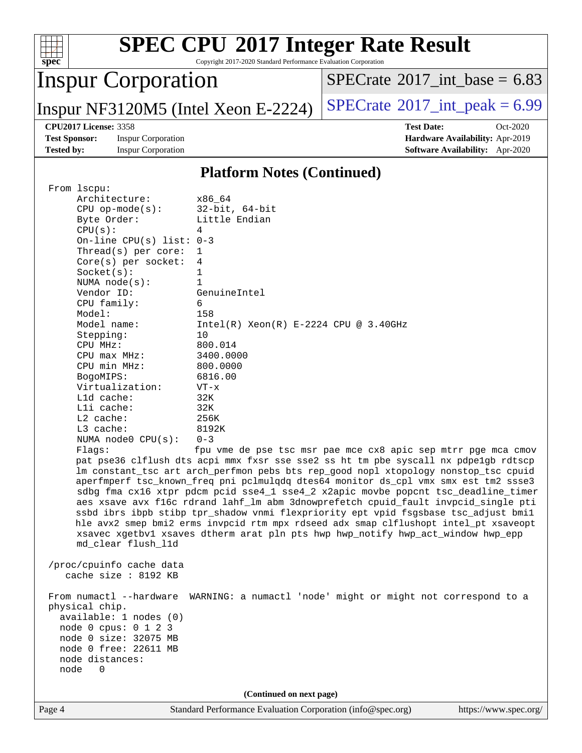## Platform Notes (Continued)

```
From lscpu:
     Architecture:          x86_64
     CPU op-mode(s):        32-bit, 64-bit
     Byte Order:            Little Endian
     CPU(s):                4
     On-line CPU(s) list: 0-3
     Thread(s) per core:  1
     Core(s) per socket:  4
     Socket(s):             1
     NUMA node(s):          1
     Vendor ID:             GenuineIntel
     CPU family:            6
     Model:                 158
     Model name:            Intel(R) Xeon(R) E-2224 CPU @ 3.40GHz
     Stepping:              10
     CPU MHz:               800.014
     CPU max MHz:           3400.0000
     CPU min MHz:           800.0000
     BogoMIPS:              6816.00
     Virtualization:        VT-x
     L1d cache:             32K
     L1i cache:             32K
     L2 cache:              256K
     L3 cache:              8192K
     NUMA node0 CPU(s):   0-3
     Flags:                 fpu vme de pse tsc msr pae mce cx8 apic sep mtrr pge mca cmov
     pat pse36 clflush dts acpi mmx fxsr sse sse2 ss ht tm pbe syscall nx pdpe1gb rdtscp
     lm constant_tsc art arch_perfmon pebs bts rep_good nopl xtopology nonstop_tsc cpuid
     aperfmperf tsc_known_freq pni pclmulqdq dtes64 monitor ds_cpl vmx smx est tm2 ssse3
     sdbg fma cx16 xtpr pdcm pcid sse4_1 sse4_2 x2apic movbe popcnt tsc_deadline_timer
     aes xsave avx f16c rdrand lahf_lm abm 3dnowprefetch cpuid_fault invpcid_single pti
     ssbd ibrs ibpb stibp tpr_shadow vnmi flexpriority ept vpid fsgsbase tsc_adjust bmi1
     hle avx2 smep bmi2 erms invpcid rtm mpx rdseed adx smap clflushopt intel_pt xsaveopt
     xsavec xgetbv1 xsaves dtherm arat pln pts hwp hwp_notify hwp_act_window hwp_epp
     md_clear flush_l1d

/proc/cpuinfo cache data
   cache size : 8192 KB

From numactl --hardware  WARNING: a numactl 'node' might or might not correspond to a
physical chip.
  available: 1 nodes (0)
  node 0 cpus: 0 1 2 3
  node 0 size: 32075 MB
  node 0 free: 22611 MB
  node distances:
  node   0
```

(Continued on next page)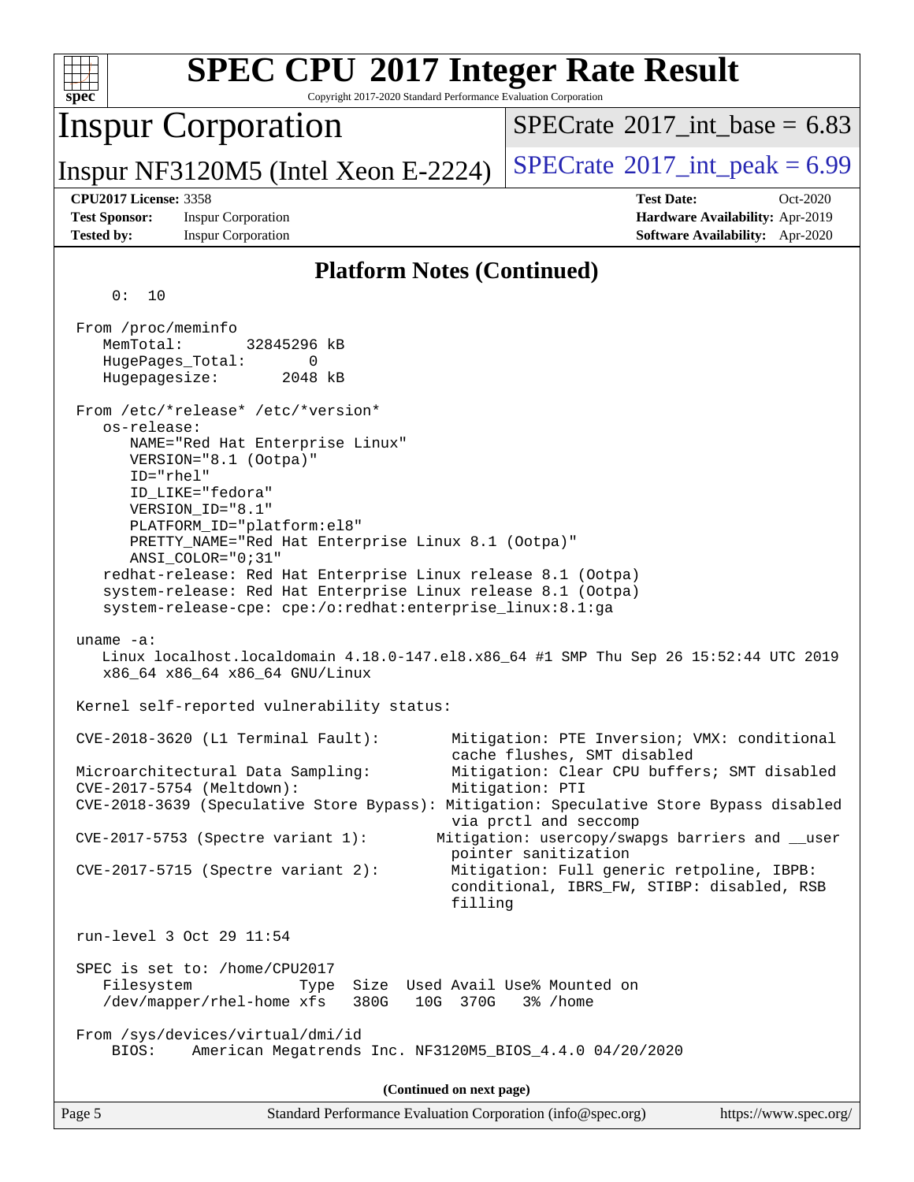# SPEC CPU 2017 Integer Rate Result

Copyright 2017-2020 Standard Performance Evaluation Corporation

## Inspur Corporation

Inspur NF3120M5 (Intel Xeon E-2224)

SPECrate 2017_int_base = 6.83

SPECrate 2017_int_peak = 6.99

**CPU2017 License:** 3358
**Test Sponsor:** Inspur Corporation
**Tested by:** Inspur Corporation

**Test Date:** Oct-2020
**Hardware Availability:** Apr-2019
**Software Availability:** Apr-2020

### Platform Notes (Continued)

```
     0:  10

  From /proc/meminfo
     MemTotal:       32845296 kB
     HugePages_Total:       0
     Hugepagesize:       2048 kB

  From /etc/*release* /etc/*version*
     os-release:
        NAME="Red Hat Enterprise Linux"
        VERSION="8.1 (Ootpa)"
        ID="rhel"
        ID_LIKE="fedora"
        VERSION_ID="8.1"
        PLATFORM_ID="platform:el8"
        PRETTY_NAME="Red Hat Enterprise Linux 8.1 (Ootpa)"
        ANSI_COLOR="0;31"
     redhat-release: Red Hat Enterprise Linux release 8.1 (Ootpa)
     system-release: Red Hat Enterprise Linux release 8.1 (Ootpa)
     system-release-cpe: cpe:/o:redhat:enterprise_linux:8.1:ga

  uname -a:
     Linux localhost.localdomain 4.18.0-147.el8.x86_64 #1 SMP Thu Sep 26 15:52:44 UTC 2019
     x86_64 x86_64 x86_64 GNU/Linux

  Kernel self-reported vulnerability status:

  CVE-2018-3620 (L1 Terminal Fault):        Mitigation: PTE Inversion; VMX: conditional
                                            cache flushes, SMT disabled
  Microarchitectural Data Sampling:         Mitigation: Clear CPU buffers; SMT disabled
  CVE-2017-5754 (Meltdown):                 Mitigation: PTI
  CVE-2018-3639 (Speculative Store Bypass): Mitigation: Speculative Store Bypass disabled
                                            via prctl and seccomp
  CVE-2017-5753 (Spectre variant 1):       Mitigation: usercopy/swapgs barriers and __user
                                            pointer sanitization
  CVE-2017-5715 (Spectre variant 2):        Mitigation: Full generic retpoline, IBPB:
                                            conditional, IBRS_FW, STIBP: disabled, RSB
                                            filling

  run-level 3 Oct 29 11:54

  SPEC is set to: /home/CPU2017
     Filesystem            Type  Size  Used Avail Use% Mounted on
     /dev/mapper/rhel-home xfs   380G   10G  370G   3% /home

  From /sys/devices/virtual/dmi/id
      BIOS:    American Megatrends Inc. NF3120M5_BIOS_4.4.0 04/20/2020
```

(Continued on next page)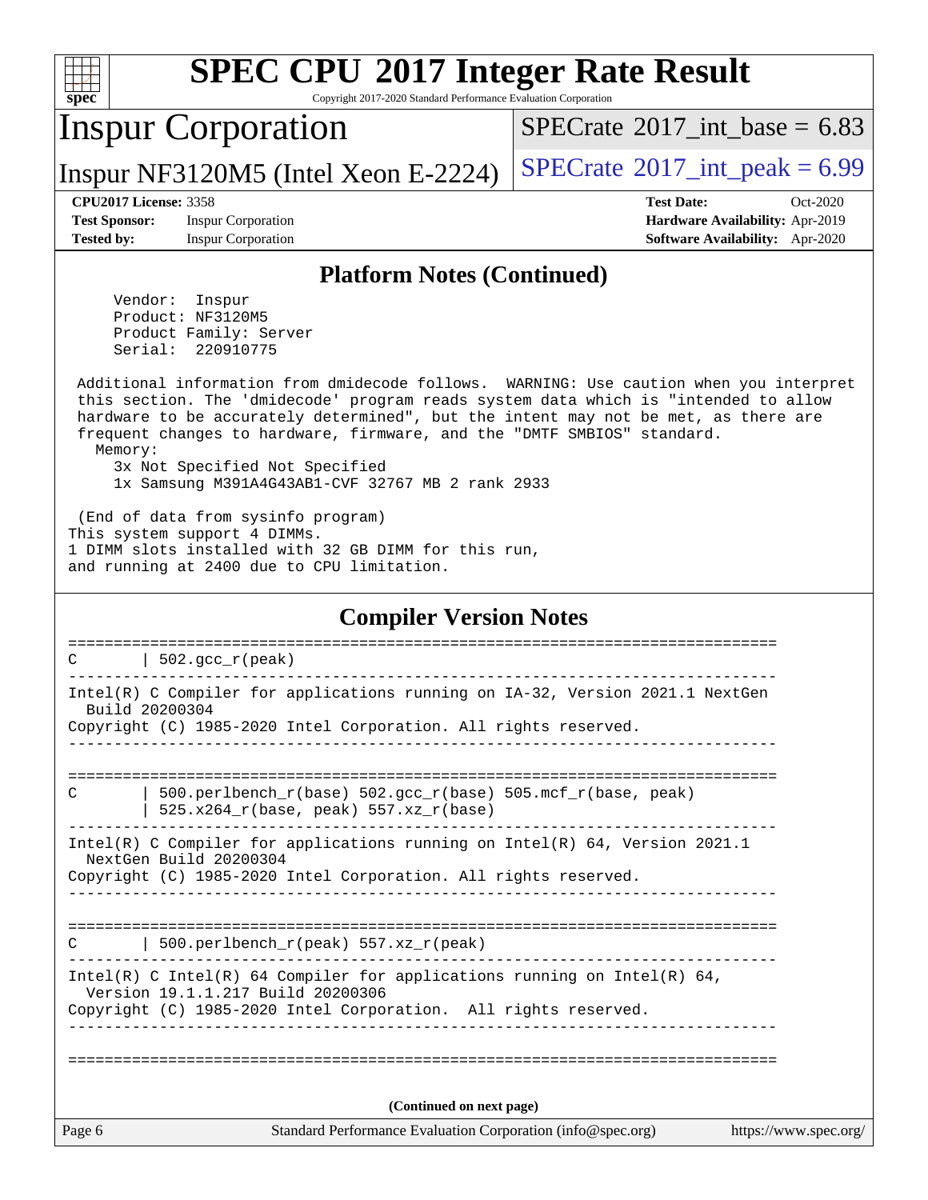## Platform Notes (Continued)

```
     Vendor:  Inspur
     Product: NF3120M5
     Product Family: Server
     Serial:  220910775

 Additional information from dmidecode follows.  WARNING: Use caution when you interpret
 this section. The 'dmidecode' program reads system data which is "intended to allow
 hardware to be accurately determined", but the intent may not be met, as there are
 frequent changes to hardware, firmware, and the "DMTF SMBIOS" standard.
   Memory:
     3x Not Specified Not Specified
     1x Samsung M391A4G43AB1-CVF 32767 MB 2 rank 2933

 (End of data from sysinfo program)
This system support 4 DIMMs.
1 DIMM slots installed with 32 GB DIMM for this run,
and running at 2400 due to CPU limitation.
```

## Compiler Version Notes

```
==============================================================================
C       | 502.gcc_r(peak)
------------------------------------------------------------------------------
Intel(R) C Compiler for applications running on IA-32, Version 2021.1 NextGen
  Build 20200304
Copyright (C) 1985-2020 Intel Corporation. All rights reserved.
------------------------------------------------------------------------------

==============================================================================
C       | 500.perlbench_r(base) 502.gcc_r(base) 505.mcf_r(base, peak)
        | 525.x264_r(base, peak) 557.xz_r(base)
------------------------------------------------------------------------------
Intel(R) C Compiler for applications running on Intel(R) 64, Version 2021.1
  NextGen Build 20200304
Copyright (C) 1985-2020 Intel Corporation. All rights reserved.
------------------------------------------------------------------------------

==============================================================================
C       | 500.perlbench_r(peak) 557.xz_r(peak)
------------------------------------------------------------------------------
Intel(R) C Intel(R) 64 Compiler for applications running on Intel(R) 64,
  Version 19.1.1.217 Build 20200306
Copyright (C) 1985-2020 Intel Corporation.  All rights reserved.
------------------------------------------------------------------------------

==============================================================================
```

(Continued on next page)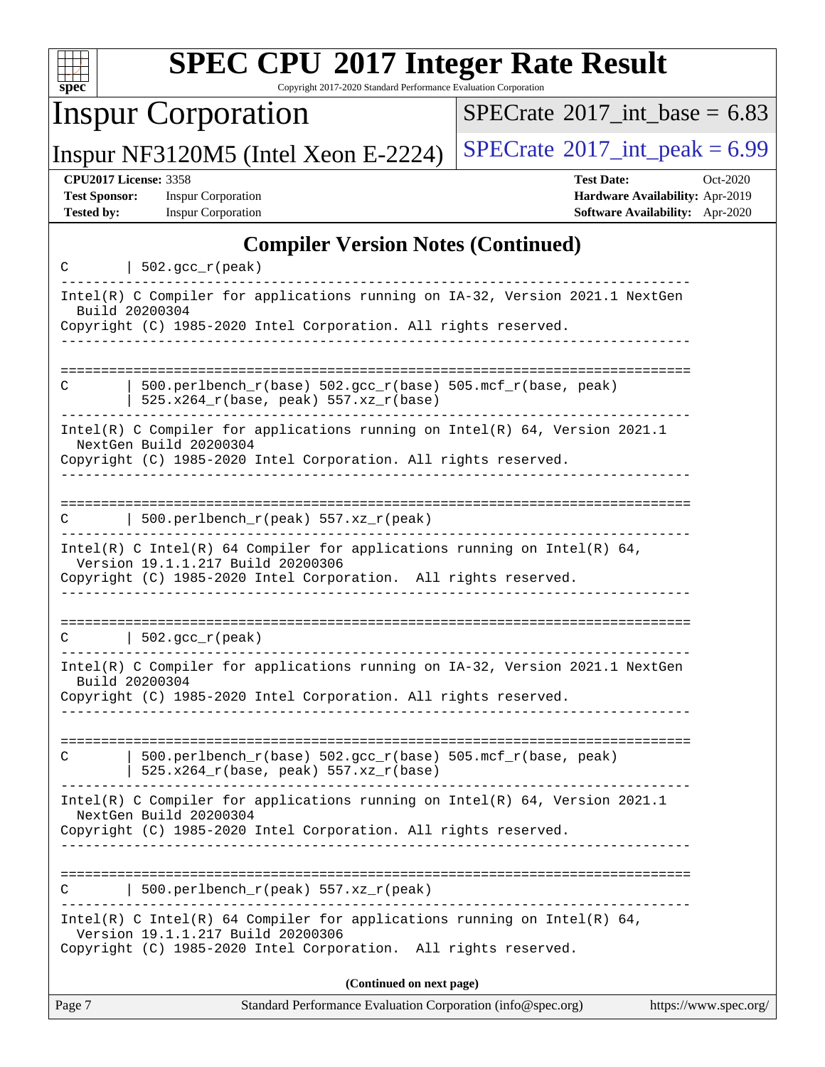# SPEC CPU 2017 Integer Rate Result

Copyright 2017-2020 Standard Performance Evaluation Corporation

## Inspur Corporation

Inspur NF3120M5 (Intel Xeon E-2224)

SPECrate 2017_int_base = 6.83

SPECrate 2017_int_peak = 6.99

**CPU2017 License:** 3358
**Test Sponsor:** Inspur Corporation
**Tested by:** Inspur Corporation

**Test Date:** Oct-2020
**Hardware Availability:** Apr-2019
**Software Availability:** Apr-2020

### Compiler Version Notes (Continued)

```
C       | 502.gcc_r(peak)
------------------------------------------------------------------------------
Intel(R) C Compiler for applications running on IA-32, Version 2021.1 NextGen
  Build 20200304
Copyright (C) 1985-2020 Intel Corporation. All rights reserved.
------------------------------------------------------------------------------

==============================================================================
C       | 500.perlbench_r(base) 502.gcc_r(base) 505.mcf_r(base, peak)
        | 525.x264_r(base, peak) 557.xz_r(base)
------------------------------------------------------------------------------
Intel(R) C Compiler for applications running on Intel(R) 64, Version 2021.1
  NextGen Build 20200304
Copyright (C) 1985-2020 Intel Corporation. All rights reserved.
------------------------------------------------------------------------------

==============================================================================
C       | 500.perlbench_r(peak) 557.xz_r(peak)
------------------------------------------------------------------------------
Intel(R) C Intel(R) 64 Compiler for applications running on Intel(R) 64,
  Version 19.1.1.217 Build 20200306
Copyright (C) 1985-2020 Intel Corporation.  All rights reserved.
------------------------------------------------------------------------------

==============================================================================
C       | 502.gcc_r(peak)
------------------------------------------------------------------------------
Intel(R) C Compiler for applications running on IA-32, Version 2021.1 NextGen
  Build 20200304
Copyright (C) 1985-2020 Intel Corporation. All rights reserved.
------------------------------------------------------------------------------

==============================================================================
C       | 500.perlbench_r(base) 502.gcc_r(base) 505.mcf_r(base, peak)
        | 525.x264_r(base, peak) 557.xz_r(base)
------------------------------------------------------------------------------
Intel(R) C Compiler for applications running on Intel(R) 64, Version 2021.1
  NextGen Build 20200304
Copyright (C) 1985-2020 Intel Corporation. All rights reserved.
------------------------------------------------------------------------------

==============================================================================
C       | 500.perlbench_r(peak) 557.xz_r(peak)
------------------------------------------------------------------------------
Intel(R) C Intel(R) 64 Compiler for applications running on Intel(R) 64,
  Version 19.1.1.217 Build 20200306
Copyright (C) 1985-2020 Intel Corporation.  All rights reserved.
```

**(Continued on next page)**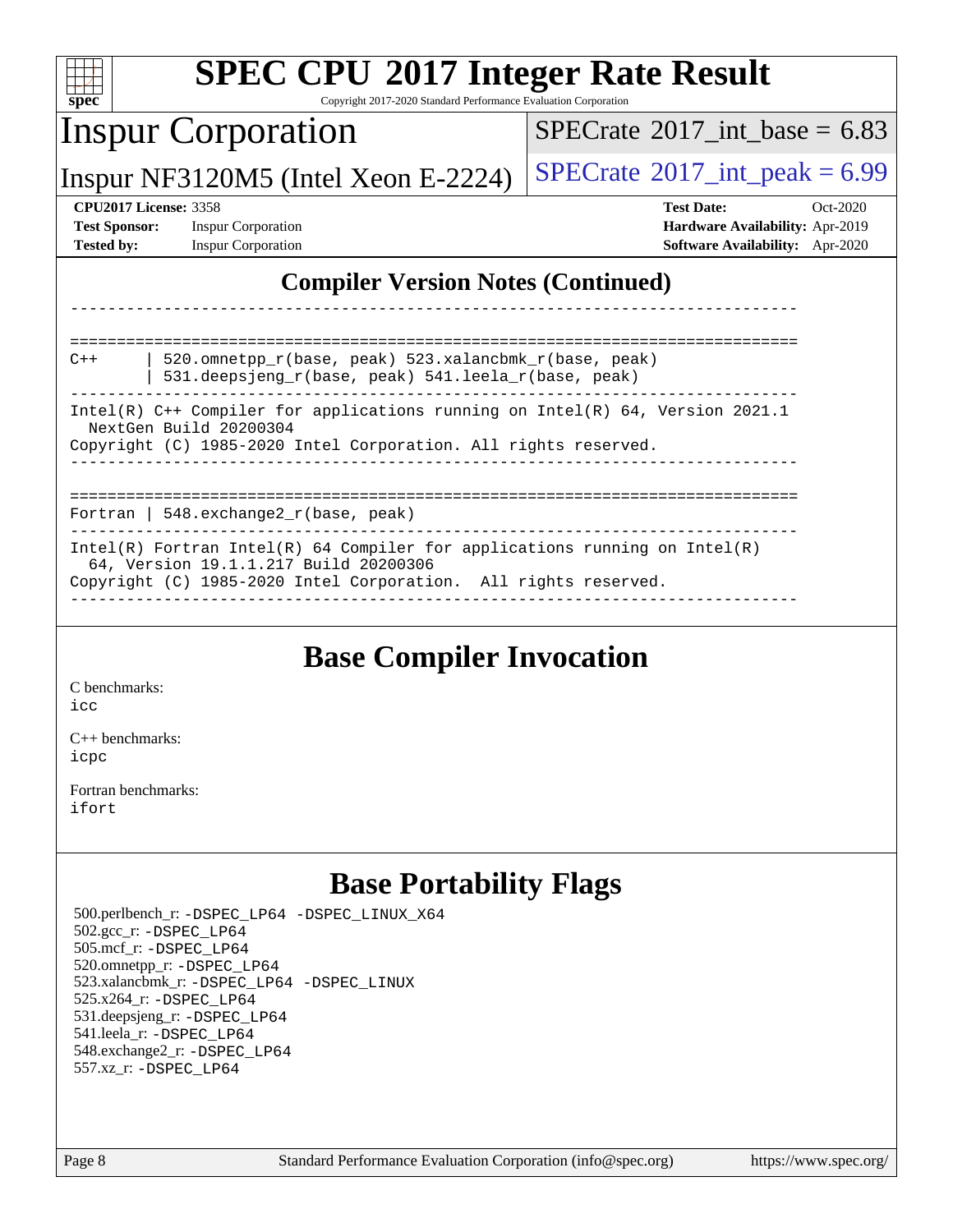# SPEC CPU 2017 Integer Rate Result

Copyright 2017-2020 Standard Performance Evaluation Corporation

**Inspur Corporation**

**Inspur NF3120M5 (Intel Xeon E-2224)**

SPECrate 2017_int_base = 6.83

SPECrate 2017_int_peak = 6.99

**CPU2017 License:** 3358
**Test Sponsor:** Inspur Corporation
**Tested by:** Inspur Corporation

**Test Date:** Oct-2020
**Hardware Availability:** Apr-2019
**Software Availability:** Apr-2020

## Compiler Version Notes (Continued)

```
------------------------------------------------------------------------------

==============================================================================
C++     | 520.omnetpp_r(base, peak) 523.xalancbmk_r(base, peak)
        | 531.deepsjeng_r(base, peak) 541.leela_r(base, peak)
------------------------------------------------------------------------------
Intel(R) C++ Compiler for applications running on Intel(R) 64, Version 2021.1
  NextGen Build 20200304
Copyright (C) 1985-2020 Intel Corporation. All rights reserved.
------------------------------------------------------------------------------

==============================================================================
Fortran | 548.exchange2_r(base, peak)
------------------------------------------------------------------------------
Intel(R) Fortran Intel(R) 64 Compiler for applications running on Intel(R)
  64, Version 19.1.1.217 Build 20200306
Copyright (C) 1985-2020 Intel Corporation.  All rights reserved.
------------------------------------------------------------------------------
```

## Base Compiler Invocation

C benchmarks:
`icc`

C++ benchmarks:
`icpc`

Fortran benchmarks:
`ifort`

## Base Portability Flags

500.perlbench_r: `-DSPEC_LP64 -DSPEC_LINUX_X64`
502.gcc_r: `-DSPEC_LP64`
505.mcf_r: `-DSPEC_LP64`
520.omnetpp_r: `-DSPEC_LP64`
523.xalancbmk_r: `-DSPEC_LP64 -DSPEC_LINUX`
525.x264_r: `-DSPEC_LP64`
531.deepsjeng_r: `-DSPEC_LP64`
541.leela_r: `-DSPEC_LP64`
548.exchange2_r: `-DSPEC_LP64`
557.xz_r: `-DSPEC_LP64`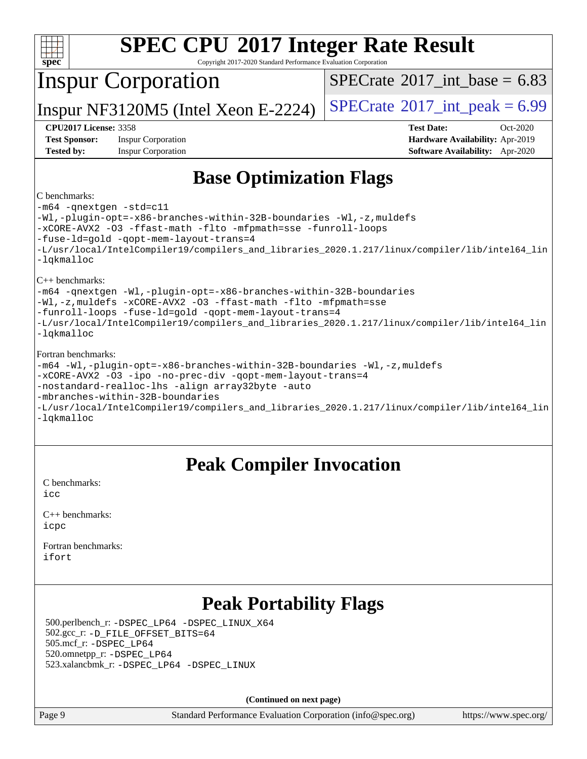# SPEC CPU 2017 Integer Rate Result

Copyright 2017-2020 Standard Performance Evaluation Corporation

## Inspur Corporation

Inspur NF3120M5 (Intel Xeon E-2224)

SPECrate 2017_int_base = 6.83

SPECrate 2017_int_peak = 6.99

**CPU2017 License:** 3358
**Test Sponsor:** Inspur Corporation
**Tested by:** Inspur Corporation

**Test Date:** Oct-2020
**Hardware Availability:** Apr-2019
**Software Availability:** Apr-2020

## Base Optimization Flags

C benchmarks:

```
-m64 -qnextgen -std=c11
-Wl,-plugin-opt=-x86-branches-within-32B-boundaries -Wl,-z,muldefs
-xCORE-AVX2 -O3 -ffast-math -flto -mfpmath=sse -funroll-loops
-fuse-ld=gold -qopt-mem-layout-trans=4
-L/usr/local/IntelCompiler19/compilers_and_libraries_2020.1.217/linux/compiler/lib/intel64_lin
-lqkmalloc
```

C++ benchmarks:

```
-m64 -qnextgen -Wl,-plugin-opt=-x86-branches-within-32B-boundaries
-Wl,-z,muldefs -xCORE-AVX2 -O3 -ffast-math -flto -mfpmath=sse
-funroll-loops -fuse-ld=gold -qopt-mem-layout-trans=4
-L/usr/local/IntelCompiler19/compilers_and_libraries_2020.1.217/linux/compiler/lib/intel64_lin
-lqkmalloc
```

Fortran benchmarks:

```
-m64 -Wl,-plugin-opt=-x86-branches-within-32B-boundaries -Wl,-z,muldefs
-xCORE-AVX2 -O3 -ipo -no-prec-div -qopt-mem-layout-trans=4
-nostandard-realloc-lhs -align array32byte -auto
-mbranches-within-32B-boundaries
-L/usr/local/IntelCompiler19/compilers_and_libraries_2020.1.217/linux/compiler/lib/intel64_lin
-lqkmalloc
```

## Peak Compiler Invocation

C benchmarks:
icc

C++ benchmarks:
icpc

Fortran benchmarks:
ifort

## Peak Portability Flags

500.perlbench_r: -DSPEC_LP64 -DSPEC_LINUX_X64
502.gcc_r: -D_FILE_OFFSET_BITS=64
505.mcf_r: -DSPEC_LP64
520.omnetpp_r: -DSPEC_LP64
523.xalancbmk_r: -DSPEC_LP64 -DSPEC_LINUX

**(Continued on next page)**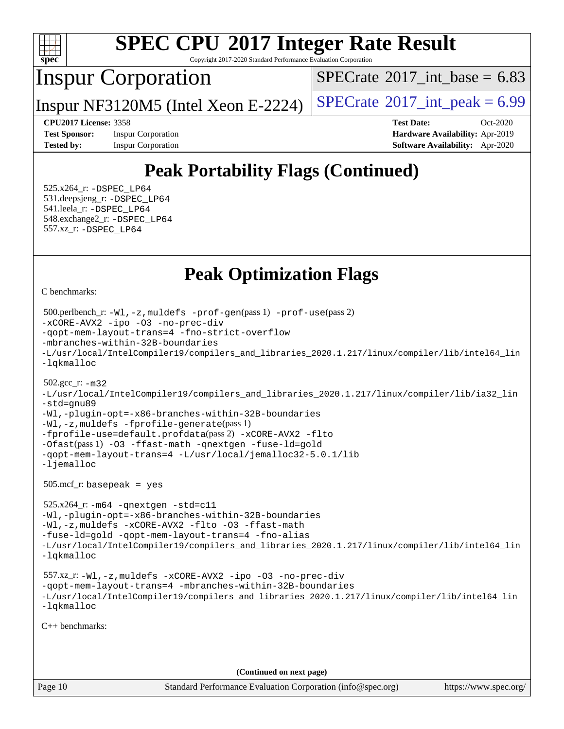# Peak Portability Flags (Continued)

525.x264_r: -DSPEC_LP64
531.deepsjeng_r: -DSPEC_LP64
541.leela_r: -DSPEC_LP64
548.exchange2_r: -DSPEC_LP64
557.xz_r: -DSPEC_LP64

# Peak Optimization Flags

C benchmarks:

500.perlbench_r: -Wl,-z,muldefs -prof-gen(pass 1) -prof-use(pass 2)
-xCORE-AVX2 -ipo -O3 -no-prec-div
-qopt-mem-layout-trans=4 -fno-strict-overflow
-mbranches-within-32B-boundaries
-L/usr/local/IntelCompiler19/compilers_and_libraries_2020.1.217/linux/compiler/lib/intel64_lin
-lqkmalloc

502.gcc_r: -m32
-L/usr/local/IntelCompiler19/compilers_and_libraries_2020.1.217/linux/compiler/lib/ia32_lin
-std=gnu89
-Wl,-plugin-opt=-x86-branches-within-32B-boundaries
-Wl,-z,muldefs -fprofile-generate(pass 1)
-fprofile-use=default.profdata(pass 2) -xCORE-AVX2 -flto
-Ofast(pass 1) -O3 -ffast-math -qnextgen -fuse-ld=gold
-qopt-mem-layout-trans=4 -L/usr/local/jemalloc32-5.0.1/lib
-ljemalloc

505.mcf_r: basepeak = yes

525.x264_r: -m64 -qnextgen -std=c11
-Wl,-plugin-opt=-x86-branches-within-32B-boundaries
-Wl,-z,muldefs -xCORE-AVX2 -flto -O3 -ffast-math
-fuse-ld=gold -qopt-mem-layout-trans=4 -fno-alias
-L/usr/local/IntelCompiler19/compilers_and_libraries_2020.1.217/linux/compiler/lib/intel64_lin
-lqkmalloc

557.xz_r: -Wl,-z,muldefs -xCORE-AVX2 -ipo -O3 -no-prec-div
-qopt-mem-layout-trans=4 -mbranches-within-32B-boundaries
-L/usr/local/IntelCompiler19/compilers_and_libraries_2020.1.217/linux/compiler/lib/intel64_lin
-lqkmalloc

C++ benchmarks:

**(Continued on next page)**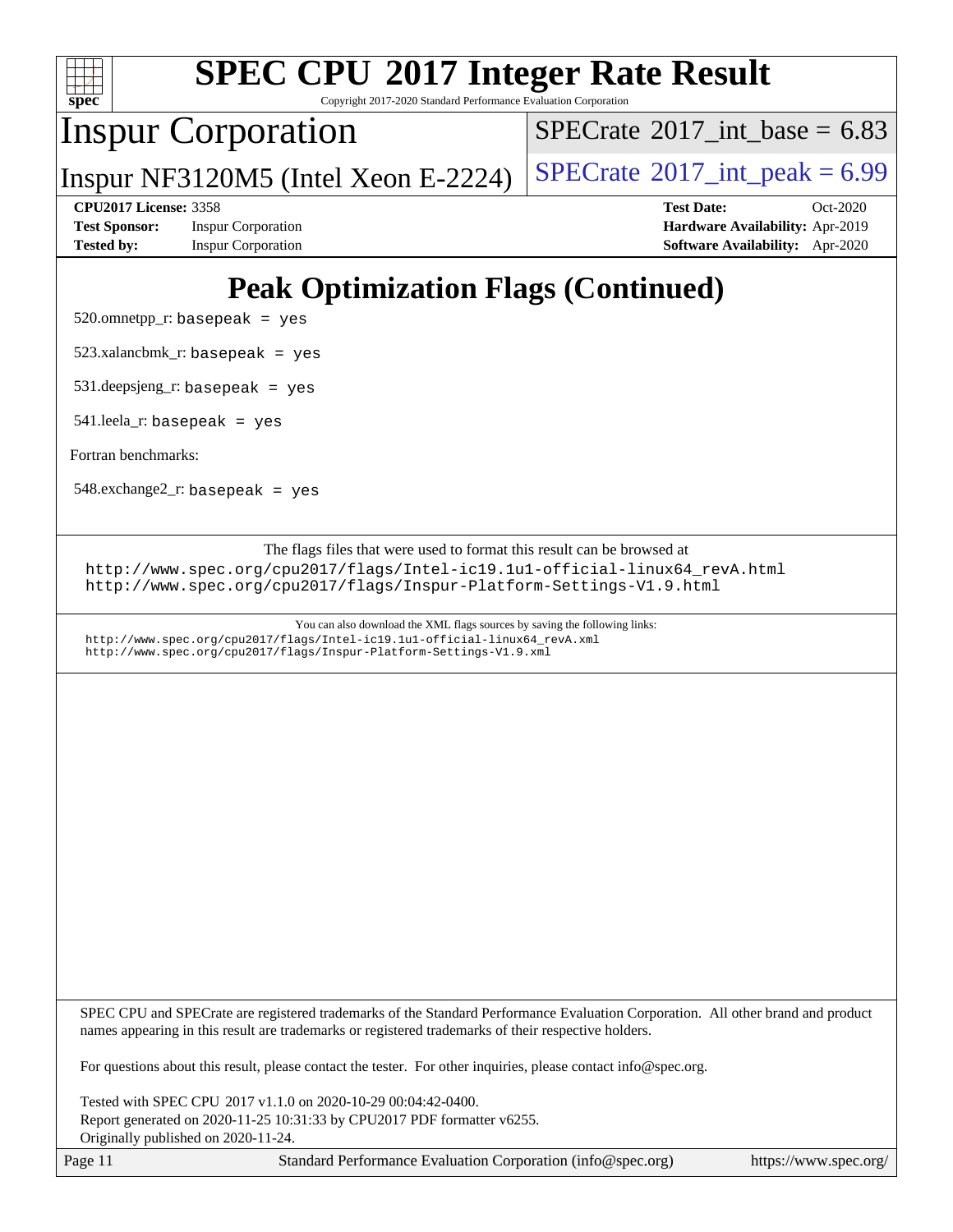# Peak Optimization Flags (Continued)

520.omnetpp_r: basepeak = yes

523.xalancbmk_r: basepeak = yes

531.deepsjeng_r: basepeak = yes

541.leela_r: basepeak = yes

Fortran benchmarks:

548.exchange2_r: basepeak = yes

The flags files that were used to format this result can be browsed at

http://www.spec.org/cpu2017/flags/Intel-ic19.1u1-official-linux64_revA.html
http://www.spec.org/cpu2017/flags/Inspur-Platform-Settings-V1.9.html

You can also download the XML flags sources by saving the following links:

http://www.spec.org/cpu2017/flags/Intel-ic19.1u1-official-linux64_revA.xml
http://www.spec.org/cpu2017/flags/Inspur-Platform-Settings-V1.9.xml

SPEC CPU and SPECrate are registered trademarks of the Standard Performance Evaluation Corporation. All other brand and product names appearing in this result are trademarks or registered trademarks of their respective holders.

For questions about this result, please contact the tester. For other inquiries, please contact info@spec.org.

Tested with SPEC CPU 2017 v1.1.0 on 2020-10-29 00:04:42-0400.
Report generated on 2020-11-25 10:31:33 by CPU2017 PDF formatter v6255.
Originally published on 2020-11-24.